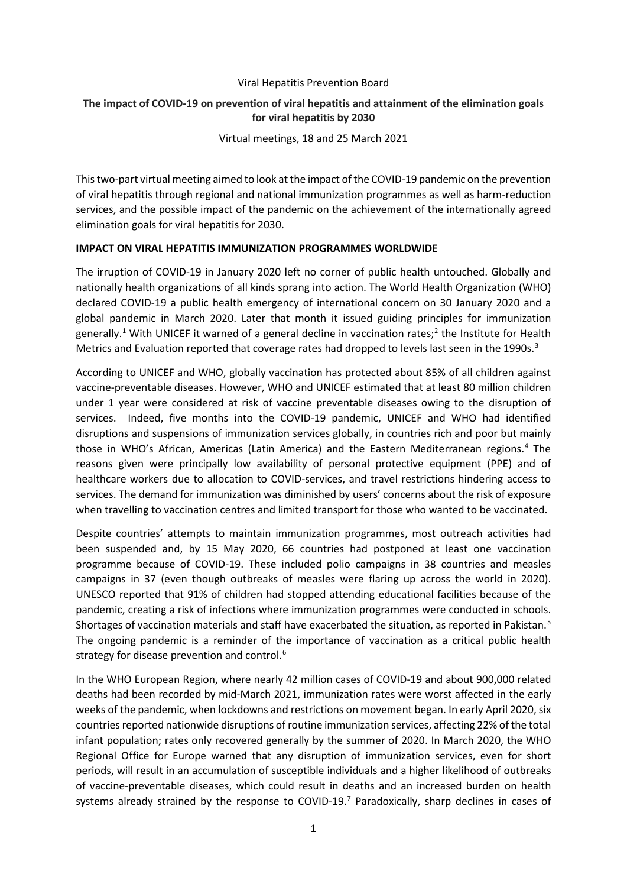Viral Hepatitis Prevention Board

**The impact of COVID-19 on prevention of viral hepatitis and attainment of the elimination goals for viral hepatitis by 2030**

Virtual meetings, 18 and 25 March 2021

This two-part virtual meeting aimed to look at the impact of the COVID-19 pandemic on the prevention of viral hepatitis through regional and national immunization programmes as well as harm-reduction services, and the possible impact of the pandemic on the achievement of the internationally agreed elimination goals for viral hepatitis for 2030.

## IMPACT ON VIRAL HEPATITIS IMMUNIZATION PROGRAMMES WORLDWIDE

The irruption of COVID-19 in January 2020 left no corner of public health untouched. Globally and nationally health organizations of all kinds sprang into action. The World Health Organization (WHO) declared COVID-19 a public health emergency of international concern on 30 January 2020 and a global pandemic in March 2020. Later that month it issued guiding principles for immunization generally.[1] With UNICEF it warned of a general decline in vaccination rates;[2] the Institute for Health Metrics and Evaluation reported that coverage rates had dropped to levels last seen in the 1990s.[3]

According to UNICEF and WHO, globally vaccination has protected about 85% of all children against vaccine-preventable diseases. However, WHO and UNICEF estimated that at least 80 million children under 1 year were considered at risk of vaccine preventable diseases owing to the disruption of services. Indeed, five months into the COVID-19 pandemic, UNICEF and WHO had identified disruptions and suspensions of immunization services globally, in countries rich and poor but mainly those in WHO's African, Americas (Latin America) and the Eastern Mediterranean regions.[4] The reasons given were principally low availability of personal protective equipment (PPE) and of healthcare workers due to allocation to COVID-services, and travel restrictions hindering access to services. The demand for immunization was diminished by users' concerns about the risk of exposure when travelling to vaccination centres and limited transport for those who wanted to be vaccinated.

Despite countries' attempts to maintain immunization programmes, most outreach activities had been suspended and, by 15 May 2020, 66 countries had postponed at least one vaccination programme because of COVID-19. These included polio campaigns in 38 countries and measles campaigns in 37 (even though outbreaks of measles were flaring up across the world in 2020). UNESCO reported that 91% of children had stopped attending educational facilities because of the pandemic, creating a risk of infections where immunization programmes were conducted in schools. Shortages of vaccination materials and staff have exacerbated the situation, as reported in Pakistan.[5] The ongoing pandemic is a reminder of the importance of vaccination as a critical public health strategy for disease prevention and control.[6]

In the WHO European Region, where nearly 42 million cases of COVID-19 and about 900,000 related deaths had been recorded by mid-March 2021, immunization rates were worst affected in the early weeks of the pandemic, when lockdowns and restrictions on movement began. In early April 2020, six countries reported nationwide disruptions of routine immunization services, affecting 22% of the total infant population; rates only recovered generally by the summer of 2020. In March 2020, the WHO Regional Office for Europe warned that any disruption of immunization services, even for short periods, will result in an accumulation of susceptible individuals and a higher likelihood of outbreaks of vaccine-preventable diseases, which could result in deaths and an increased burden on health systems already strained by the response to COVID-19.[7] Paradoxically, sharp declines in cases of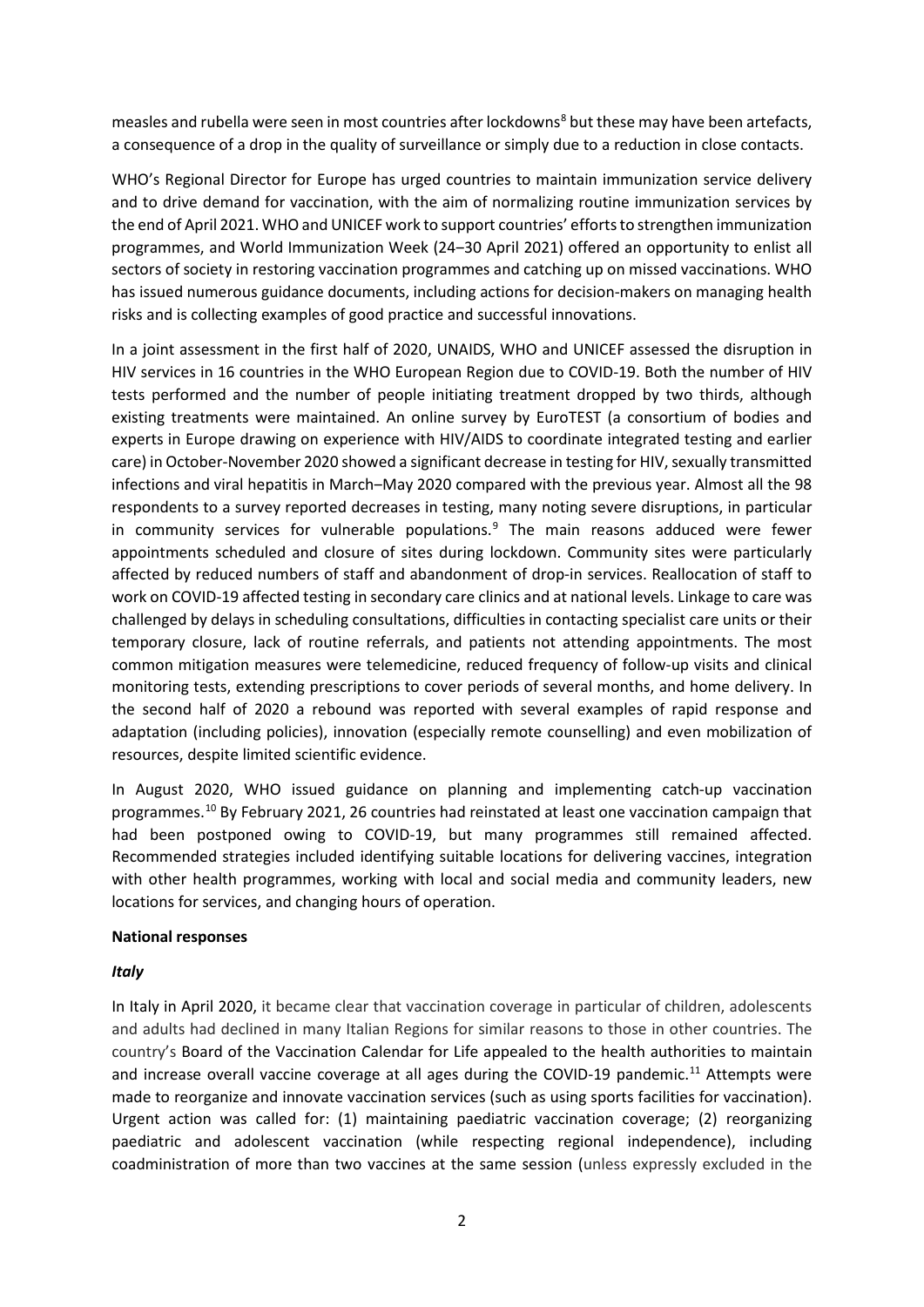measles and rubella were seen in most countries after lockdowns[8] but these may have been artefacts, a consequence of a drop in the quality of surveillance or simply due to a reduction in close contacts.

WHO's Regional Director for Europe has urged countries to maintain immunization service delivery and to drive demand for vaccination, with the aim of normalizing routine immunization services by the end of April 2021. WHO and UNICEF work to support countries' efforts to strengthen immunization programmes, and World Immunization Week (24–30 April 2021) offered an opportunity to enlist all sectors of society in restoring vaccination programmes and catching up on missed vaccinations. WHO has issued numerous guidance documents, including actions for decision-makers on managing health risks and is collecting examples of good practice and successful innovations.

In a joint assessment in the first half of 2020, UNAIDS, WHO and UNICEF assessed the disruption in HIV services in 16 countries in the WHO European Region due to COVID-19. Both the number of HIV tests performed and the number of people initiating treatment dropped by two thirds, although existing treatments were maintained. An online survey by EuroTEST (a consortium of bodies and experts in Europe drawing on experience with HIV/AIDS to coordinate integrated testing and earlier care) in October-November 2020 showed a significant decrease in testing for HIV, sexually transmitted infections and viral hepatitis in March–May 2020 compared with the previous year. Almost all the 98 respondents to a survey reported decreases in testing, many noting severe disruptions, in particular in community services for vulnerable populations.[9] The main reasons adduced were fewer appointments scheduled and closure of sites during lockdown. Community sites were particularly affected by reduced numbers of staff and abandonment of drop-in services. Reallocation of staff to work on COVID-19 affected testing in secondary care clinics and at national levels. Linkage to care was challenged by delays in scheduling consultations, difficulties in contacting specialist care units or their temporary closure, lack of routine referrals, and patients not attending appointments. The most common mitigation measures were telemedicine, reduced frequency of follow-up visits and clinical monitoring tests, extending prescriptions to cover periods of several months, and home delivery. In the second half of 2020 a rebound was reported with several examples of rapid response and adaptation (including policies), innovation (especially remote counselling) and even mobilization of resources, despite limited scientific evidence.

In August 2020, WHO issued guidance on planning and implementing catch-up vaccination programmes.[10] By February 2021, 26 countries had reinstated at least one vaccination campaign that had been postponed owing to COVID-19, but many programmes still remained affected. Recommended strategies included identifying suitable locations for delivering vaccines, integration with other health programmes, working with local and social media and community leaders, new locations for services, and changing hours of operation.

**National responses**

***Italy***

In Italy in April 2020, it became clear that vaccination coverage in particular of children, adolescents and adults had declined in many Italian Regions for similar reasons to those in other countries. The country's Board of the Vaccination Calendar for Life appealed to the health authorities to maintain and increase overall vaccine coverage at all ages during the COVID-19 pandemic.[11] Attempts were made to reorganize and innovate vaccination services (such as using sports facilities for vaccination). Urgent action was called for: (1) maintaining paediatric vaccination coverage; (2) reorganizing paediatric and adolescent vaccination (while respecting regional independence), including coadministration of more than two vaccines at the same session (unless expressly excluded in the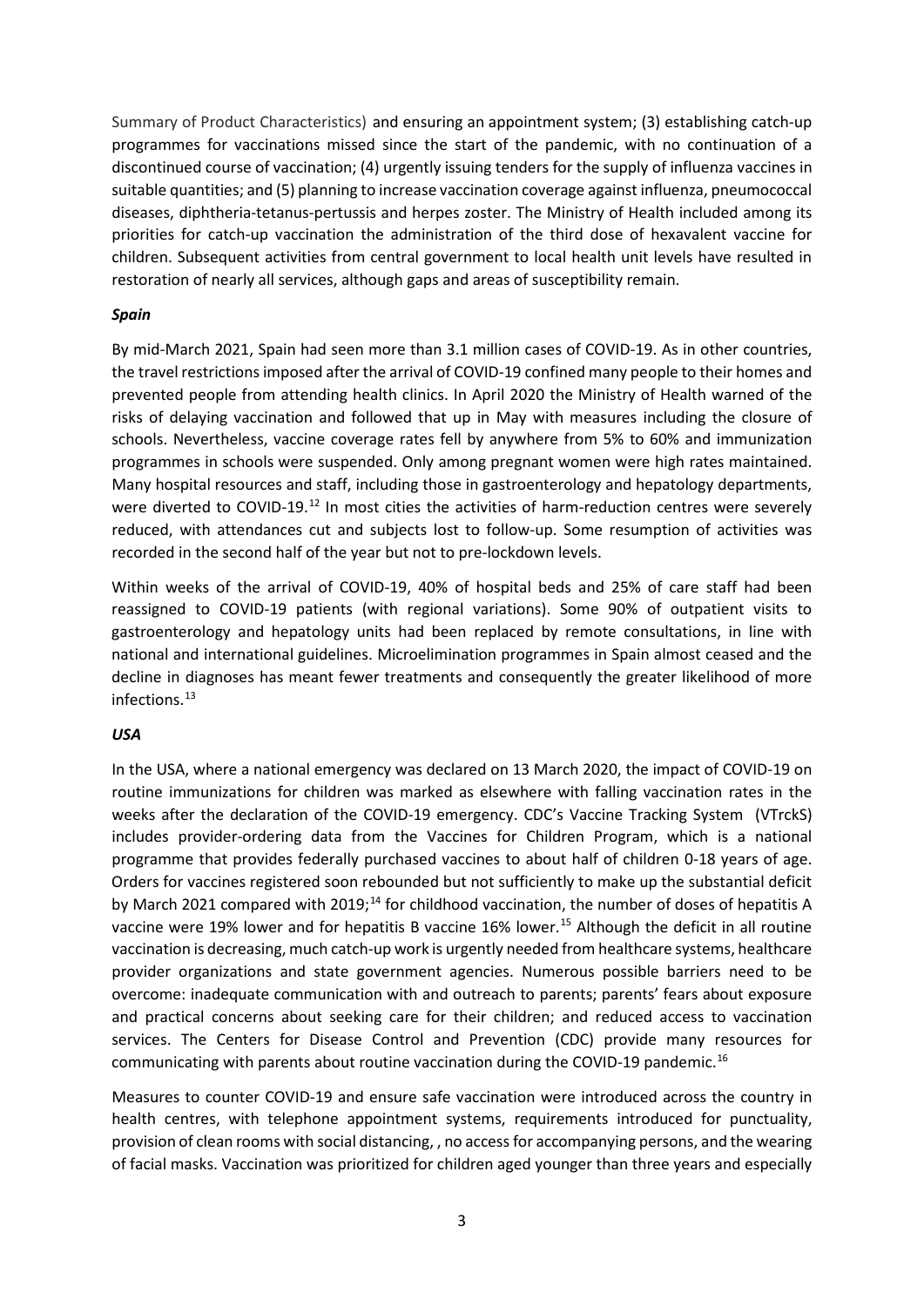Summary of Product Characteristics) and ensuring an appointment system; (3) establishing catch-up programmes for vaccinations missed since the start of the pandemic, with no continuation of a discontinued course of vaccination; (4) urgently issuing tenders for the supply of influenza vaccines in suitable quantities; and (5) planning to increase vaccination coverage against influenza, pneumococcal diseases, diphtheria-tetanus-pertussis and herpes zoster. The Ministry of Health included among its priorities for catch-up vaccination the administration of the third dose of hexavalent vaccine for children. Subsequent activities from central government to local health unit levels have resulted in restoration of nearly all services, although gaps and areas of susceptibility remain.

***Spain***

By mid-March 2021, Spain had seen more than 3.1 million cases of COVID-19. As in other countries, the travel restrictions imposed after the arrival of COVID-19 confined many people to their homes and prevented people from attending health clinics. In April 2020 the Ministry of Health warned of the risks of delaying vaccination and followed that up in May with measures including the closure of schools. Nevertheless, vaccine coverage rates fell by anywhere from 5% to 60% and immunization programmes in schools were suspended. Only among pregnant women were high rates maintained. Many hospital resources and staff, including those in gastroenterology and hepatology departments, were diverted to COVID-19.[12] In most cities the activities of harm-reduction centres were severely reduced, with attendances cut and subjects lost to follow-up. Some resumption of activities was recorded in the second half of the year but not to pre-lockdown levels.

Within weeks of the arrival of COVID-19, 40% of hospital beds and 25% of care staff had been reassigned to COVID-19 patients (with regional variations). Some 90% of outpatient visits to gastroenterology and hepatology units had been replaced by remote consultations, in line with national and international guidelines. Microelimination programmes in Spain almost ceased and the decline in diagnoses has meant fewer treatments and consequently the greater likelihood of more infections.[13]

***USA***

In the USA, where a national emergency was declared on 13 March 2020, the impact of COVID-19 on routine immunizations for children was marked as elsewhere with falling vaccination rates in the weeks after the declaration of the COVID-19 emergency. CDC's Vaccine Tracking System (VTrckS) includes provider-ordering data from the Vaccines for Children Program, which is a national programme that provides federally purchased vaccines to about half of children 0-18 years of age. Orders for vaccines registered soon rebounded but not sufficiently to make up the substantial deficit by March 2021 compared with 2019;[14] for childhood vaccination, the number of doses of hepatitis A vaccine were 19% lower and for hepatitis B vaccine 16% lower.[15] Although the deficit in all routine vaccination is decreasing, much catch-up work is urgently needed from healthcare systems, healthcare provider organizations and state government agencies. Numerous possible barriers need to be overcome: inadequate communication with and outreach to parents; parents' fears about exposure and practical concerns about seeking care for their children; and reduced access to vaccination services. The Centers for Disease Control and Prevention (CDC) provide many resources for communicating with parents about routine vaccination during the COVID-19 pandemic.[16]

Measures to counter COVID-19 and ensure safe vaccination were introduced across the country in health centres, with telephone appointment systems, requirements introduced for punctuality, provision of clean rooms with social distancing, , no access for accompanying persons, and the wearing of facial masks. Vaccination was prioritized for children aged younger than three years and especially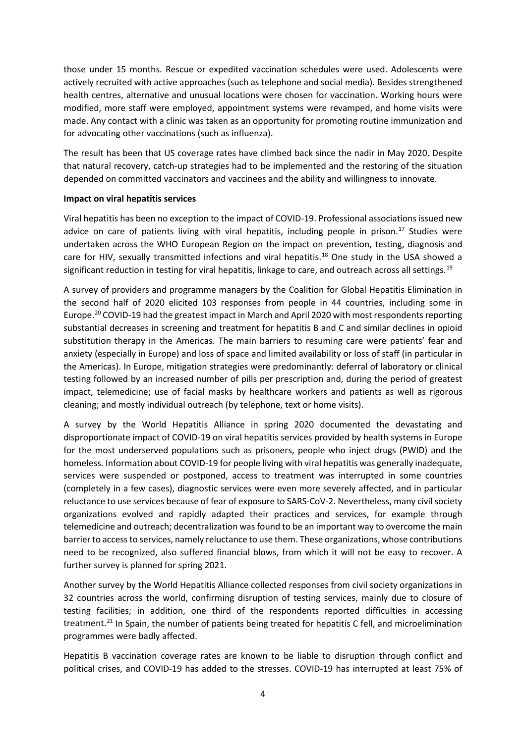those under 15 months. Rescue or expedited vaccination schedules were used. Adolescents were actively recruited with active approaches (such as telephone and social media). Besides strengthened health centres, alternative and unusual locations were chosen for vaccination. Working hours were modified, more staff were employed, appointment systems were revamped, and home visits were made. Any contact with a clinic was taken as an opportunity for promoting routine immunization and for advocating other vaccinations (such as influenza).

The result has been that US coverage rates have climbed back since the nadir in May 2020. Despite that natural recovery, catch-up strategies had to be implemented and the restoring of the situation depended on committed vaccinators and vaccinees and the ability and willingness to innovate.

**Impact on viral hepatitis services**

Viral hepatitis has been no exception to the impact of COVID-19. Professional associations issued new advice on care of patients living with viral hepatitis, including people in prison.[17] Studies were undertaken across the WHO European Region on the impact on prevention, testing, diagnosis and care for HIV, sexually transmitted infections and viral hepatitis.[18] One study in the USA showed a significant reduction in testing for viral hepatitis, linkage to care, and outreach across all settings.[19]

A survey of providers and programme managers by the Coalition for Global Hepatitis Elimination in the second half of 2020 elicited 103 responses from people in 44 countries, including some in Europe.[20] COVID-19 had the greatest impact in March and April 2020 with most respondents reporting substantial decreases in screening and treatment for hepatitis B and C and similar declines in opioid substitution therapy in the Americas. The main barriers to resuming care were patients' fear and anxiety (especially in Europe) and loss of space and limited availability or loss of staff (in particular in the Americas). In Europe, mitigation strategies were predominantly: deferral of laboratory or clinical testing followed by an increased number of pills per prescription and, during the period of greatest impact, telemedicine; use of facial masks by healthcare workers and patients as well as rigorous cleaning; and mostly individual outreach (by telephone, text or home visits).

A survey by the World Hepatitis Alliance in spring 2020 documented the devastating and disproportionate impact of COVID-19 on viral hepatitis services provided by health systems in Europe for the most underserved populations such as prisoners, people who inject drugs (PWID) and the homeless. Information about COVID-19 for people living with viral hepatitis was generally inadequate, services were suspended or postponed, access to treatment was interrupted in some countries (completely in a few cases), diagnostic services were even more severely affected, and in particular reluctance to use services because of fear of exposure to SARS-CoV-2. Nevertheless, many civil society organizations evolved and rapidly adapted their practices and services, for example through telemedicine and outreach; decentralization was found to be an important way to overcome the main barrier to access to services, namely reluctance to use them. These organizations, whose contributions need to be recognized, also suffered financial blows, from which it will not be easy to recover. A further survey is planned for spring 2021.

Another survey by the World Hepatitis Alliance collected responses from civil society organizations in 32 countries across the world, confirming disruption of testing services, mainly due to closure of testing facilities; in addition, one third of the respondents reported difficulties in accessing treatment.[21] In Spain, the number of patients being treated for hepatitis C fell, and microelimination programmes were badly affected.

Hepatitis B vaccination coverage rates are known to be liable to disruption through conflict and political crises, and COVID-19 has added to the stresses. COVID-19 has interrupted at least 75% of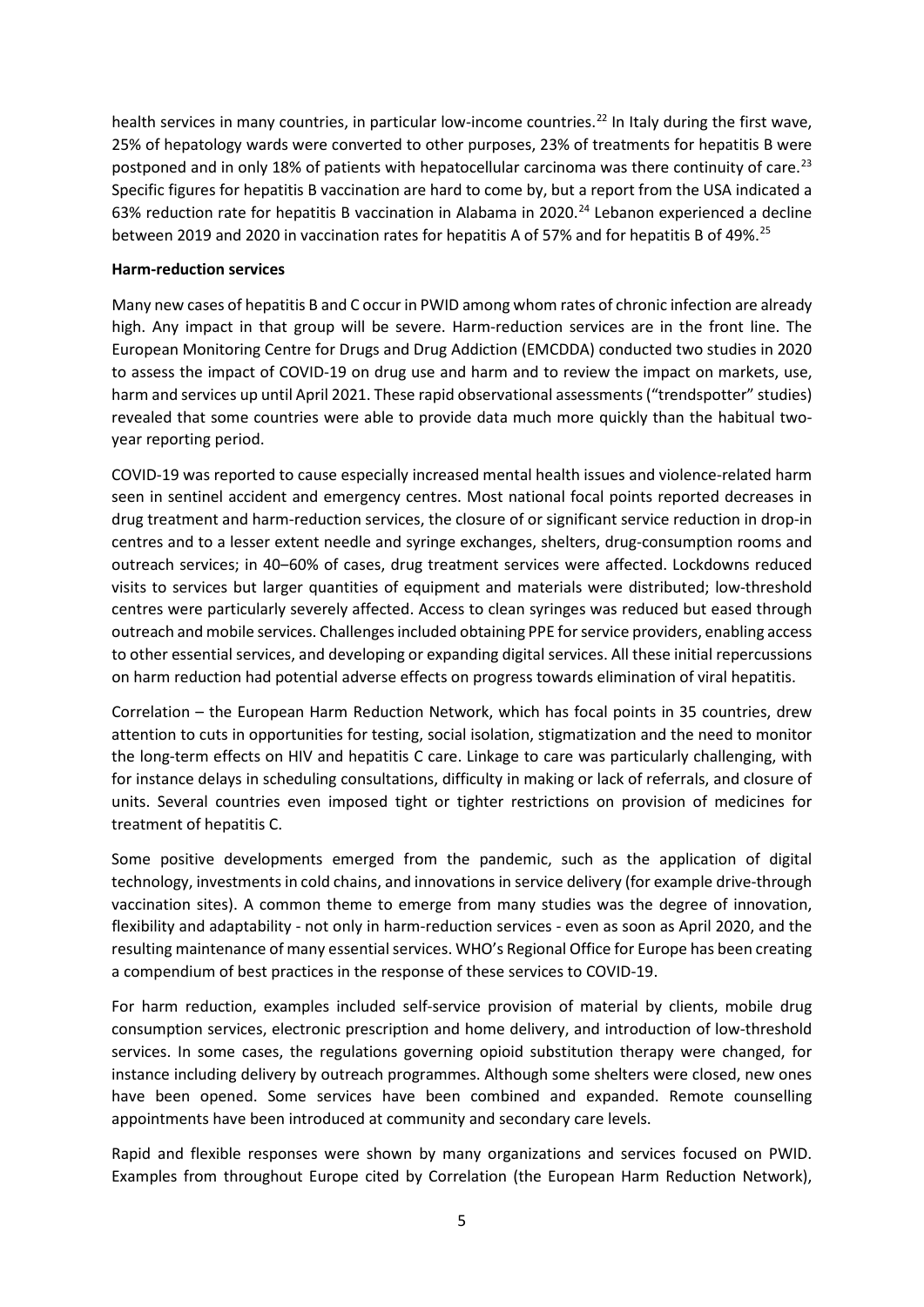health services in many countries, in particular low-income countries.[22] In Italy during the first wave, 25% of hepatology wards were converted to other purposes, 23% of treatments for hepatitis B were postponed and in only 18% of patients with hepatocellular carcinoma was there continuity of care.[23] Specific figures for hepatitis B vaccination are hard to come by, but a report from the USA indicated a 63% reduction rate for hepatitis B vaccination in Alabama in 2020.[24] Lebanon experienced a decline between 2019 and 2020 in vaccination rates for hepatitis A of 57% and for hepatitis B of 49%.[25]

**Harm-reduction services**

Many new cases of hepatitis B and C occur in PWID among whom rates of chronic infection are already high. Any impact in that group will be severe. Harm-reduction services are in the front line. The European Monitoring Centre for Drugs and Drug Addiction (EMCDDA) conducted two studies in 2020 to assess the impact of COVID-19 on drug use and harm and to review the impact on markets, use, harm and services up until April 2021. These rapid observational assessments ("trendspotter" studies) revealed that some countries were able to provide data much more quickly than the habitual two-year reporting period.

COVID-19 was reported to cause especially increased mental health issues and violence-related harm seen in sentinel accident and emergency centres. Most national focal points reported decreases in drug treatment and harm-reduction services, the closure of or significant service reduction in drop-in centres and to a lesser extent needle and syringe exchanges, shelters, drug-consumption rooms and outreach services; in 40–60% of cases, drug treatment services were affected. Lockdowns reduced visits to services but larger quantities of equipment and materials were distributed; low-threshold centres were particularly severely affected. Access to clean syringes was reduced but eased through outreach and mobile services. Challenges included obtaining PPE for service providers, enabling access to other essential services, and developing or expanding digital services. All these initial repercussions on harm reduction had potential adverse effects on progress towards elimination of viral hepatitis.

Correlation – the European Harm Reduction Network, which has focal points in 35 countries, drew attention to cuts in opportunities for testing, social isolation, stigmatization and the need to monitor the long-term effects on HIV and hepatitis C care. Linkage to care was particularly challenging, with for instance delays in scheduling consultations, difficulty in making or lack of referrals, and closure of units. Several countries even imposed tight or tighter restrictions on provision of medicines for treatment of hepatitis C.

Some positive developments emerged from the pandemic, such as the application of digital technology, investments in cold chains, and innovations in service delivery (for example drive-through vaccination sites). A common theme to emerge from many studies was the degree of innovation, flexibility and adaptability - not only in harm-reduction services - even as soon as April 2020, and the resulting maintenance of many essential services. WHO's Regional Office for Europe has been creating a compendium of best practices in the response of these services to COVID-19.

For harm reduction, examples included self-service provision of material by clients, mobile drug consumption services, electronic prescription and home delivery, and introduction of low-threshold services. In some cases, the regulations governing opioid substitution therapy were changed, for instance including delivery by outreach programmes. Although some shelters were closed, new ones have been opened. Some services have been combined and expanded. Remote counselling appointments have been introduced at community and secondary care levels.

Rapid and flexible responses were shown by many organizations and services focused on PWID. Examples from throughout Europe cited by Correlation (the European Harm Reduction Network),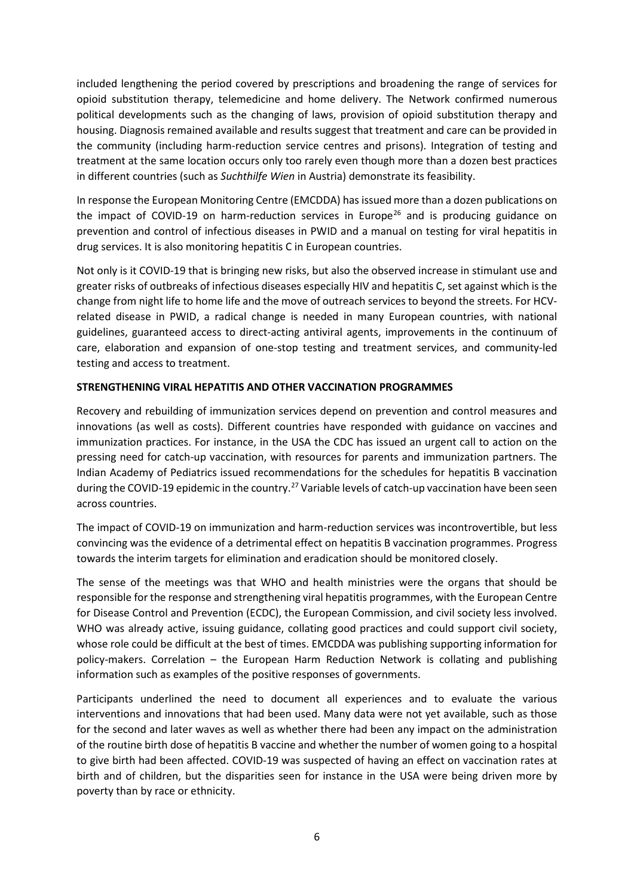included lengthening the period covered by prescriptions and broadening the range of services for opioid substitution therapy, telemedicine and home delivery. The Network confirmed numerous political developments such as the changing of laws, provision of opioid substitution therapy and housing. Diagnosis remained available and results suggest that treatment and care can be provided in the community (including harm-reduction service centres and prisons). Integration of testing and treatment at the same location occurs only too rarely even though more than a dozen best practices in different countries (such as *Suchthilfe Wien* in Austria) demonstrate its feasibility.

In response the European Monitoring Centre (EMCDDA) has issued more than a dozen publications on the impact of COVID-19 on harm-reduction services in Europe[26] and is producing guidance on prevention and control of infectious diseases in PWID and a manual on testing for viral hepatitis in drug services. It is also monitoring hepatitis C in European countries.

Not only is it COVID-19 that is bringing new risks, but also the observed increase in stimulant use and greater risks of outbreaks of infectious diseases especially HIV and hepatitis C, set against which is the change from night life to home life and the move of outreach services to beyond the streets. For HCV-related disease in PWID, a radical change is needed in many European countries, with national guidelines, guaranteed access to direct-acting antiviral agents, improvements in the continuum of care, elaboration and expansion of one-stop testing and treatment services, and community-led testing and access to treatment.

**STRENGTHENING VIRAL HEPATITIS AND OTHER VACCINATION PROGRAMMES**

Recovery and rebuilding of immunization services depend on prevention and control measures and innovations (as well as costs). Different countries have responded with guidance on vaccines and immunization practices. For instance, in the USA the CDC has issued an urgent call to action on the pressing need for catch-up vaccination, with resources for parents and immunization partners. The Indian Academy of Pediatrics issued recommendations for the schedules for hepatitis B vaccination during the COVID-19 epidemic in the country.[27] Variable levels of catch-up vaccination have been seen across countries.

The impact of COVID-19 on immunization and harm-reduction services was incontrovertible, but less convincing was the evidence of a detrimental effect on hepatitis B vaccination programmes. Progress towards the interim targets for elimination and eradication should be monitored closely.

The sense of the meetings was that WHO and health ministries were the organs that should be responsible for the response and strengthening viral hepatitis programmes, with the European Centre for Disease Control and Prevention (ECDC), the European Commission, and civil society less involved. WHO was already active, issuing guidance, collating good practices and could support civil society, whose role could be difficult at the best of times. EMCDDA was publishing supporting information for policy-makers. Correlation – the European Harm Reduction Network is collating and publishing information such as examples of the positive responses of governments.

Participants underlined the need to document all experiences and to evaluate the various interventions and innovations that had been used. Many data were not yet available, such as those for the second and later waves as well as whether there had been any impact on the administration of the routine birth dose of hepatitis B vaccine and whether the number of women going to a hospital to give birth had been affected. COVID-19 was suspected of having an effect on vaccination rates at birth and of children, but the disparities seen for instance in the USA were being driven more by poverty than by race or ethnicity.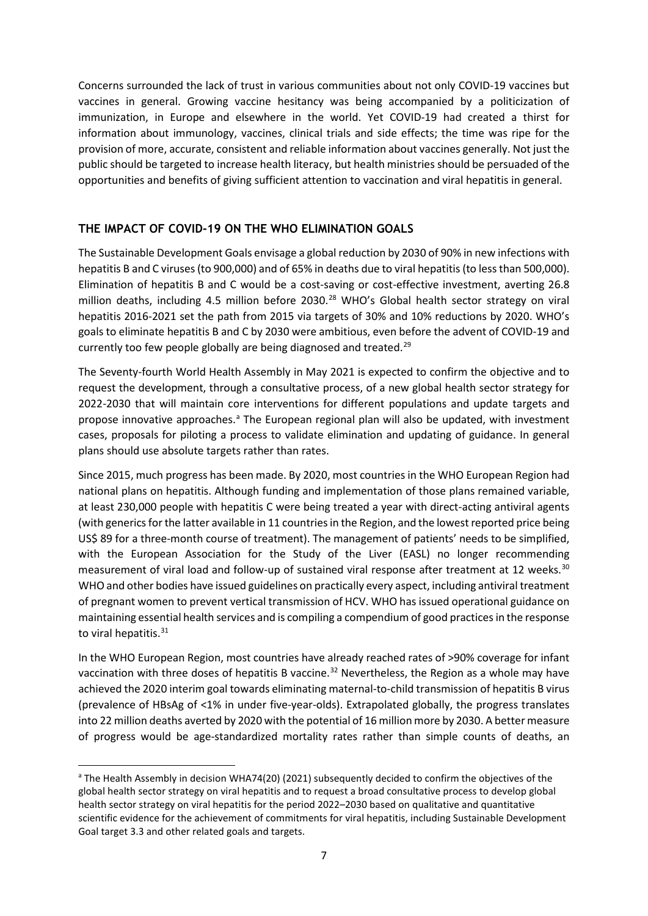Concerns surrounded the lack of trust in various communities about not only COVID-19 vaccines but vaccines in general. Growing vaccine hesitancy was being accompanied by a politicization of immunization, in Europe and elsewhere in the world. Yet COVID-19 had created a thirst for information about immunology, vaccines, clinical trials and side effects; the time was ripe for the provision of more, accurate, consistent and reliable information about vaccines generally. Not just the public should be targeted to increase health literacy, but health ministries should be persuaded of the opportunities and benefits of giving sufficient attention to vaccination and viral hepatitis in general.

## THE IMPACT OF COVID-19 ON THE WHO ELIMINATION GOALS

The Sustainable Development Goals envisage a global reduction by 2030 of 90% in new infections with hepatitis B and C viruses (to 900,000) and of 65% in deaths due to viral hepatitis (to less than 500,000). Elimination of hepatitis B and C would be a cost-saving or cost-effective investment, averting 26.8 million deaths, including 4.5 million before 2030.[28] WHO's Global health sector strategy on viral hepatitis 2016-2021 set the path from 2015 via targets of 30% and 10% reductions by 2020. WHO's goals to eliminate hepatitis B and C by 2030 were ambitious, even before the advent of COVID-19 and currently too few people globally are being diagnosed and treated.[29]

The Seventy-fourth World Health Assembly in May 2021 is expected to confirm the objective and to request the development, through a consultative process, of a new global health sector strategy for 2022-2030 that will maintain core interventions for different populations and update targets and propose innovative approaches.[a] The European regional plan will also be updated, with investment cases, proposals for piloting a process to validate elimination and updating of guidance. In general plans should use absolute targets rather than rates.

Since 2015, much progress has been made. By 2020, most countries in the WHO European Region had national plans on hepatitis. Although funding and implementation of those plans remained variable, at least 230,000 people with hepatitis C were being treated a year with direct-acting antiviral agents (with generics for the latter available in 11 countries in the Region, and the lowest reported price being US$ 89 for a three-month course of treatment). The management of patients' needs to be simplified, with the European Association for the Study of the Liver (EASL) no longer recommending measurement of viral load and follow-up of sustained viral response after treatment at 12 weeks.[30] WHO and other bodies have issued guidelines on practically every aspect, including antiviral treatment of pregnant women to prevent vertical transmission of HCV. WHO has issued operational guidance on maintaining essential health services and is compiling a compendium of good practices in the response to viral hepatitis.[31]

In the WHO European Region, most countries have already reached rates of >90% coverage for infant vaccination with three doses of hepatitis B vaccine.[32] Nevertheless, the Region as a whole may have achieved the 2020 interim goal towards eliminating maternal-to-child transmission of hepatitis B virus (prevalence of HBsAg of <1% in under five-year-olds). Extrapolated globally, the progress translates into 22 million deaths averted by 2020 with the potential of 16 million more by 2030. A better measure of progress would be age-standardized mortality rates rather than simple counts of deaths, an

[a] The Health Assembly in decision WHA74(20) (2021) subsequently decided to confirm the objectives of the global health sector strategy on viral hepatitis and to request a broad consultative process to develop global health sector strategy on viral hepatitis for the period 2022–2030 based on qualitative and quantitative scientific evidence for the achievement of commitments for viral hepatitis, including Sustainable Development Goal target 3.3 and other related goals and targets.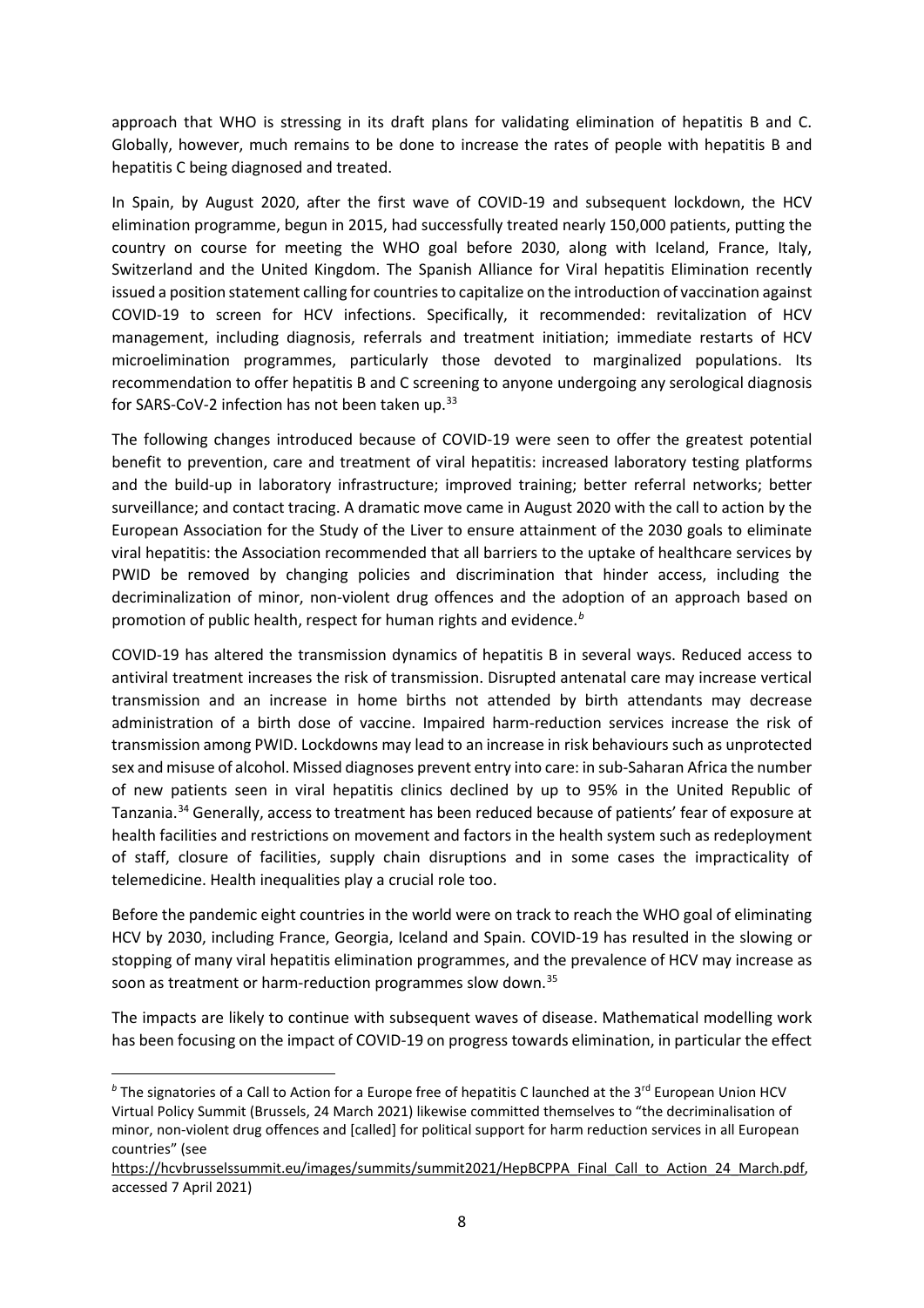approach that WHO is stressing in its draft plans for validating elimination of hepatitis B and C. Globally, however, much remains to be done to increase the rates of people with hepatitis B and hepatitis C being diagnosed and treated.

In Spain, by August 2020, after the first wave of COVID-19 and subsequent lockdown, the HCV elimination programme, begun in 2015, had successfully treated nearly 150,000 patients, putting the country on course for meeting the WHO goal before 2030, along with Iceland, France, Italy, Switzerland and the United Kingdom. The Spanish Alliance for Viral hepatitis Elimination recently issued a position statement calling for countries to capitalize on the introduction of vaccination against COVID-19 to screen for HCV infections. Specifically, it recommended: revitalization of HCV management, including diagnosis, referrals and treatment initiation; immediate restarts of HCV microelimination programmes, particularly those devoted to marginalized populations. Its recommendation to offer hepatitis B and C screening to anyone undergoing any serological diagnosis for SARS-CoV-2 infection has not been taken up.[33]

The following changes introduced because of COVID-19 were seen to offer the greatest potential benefit to prevention, care and treatment of viral hepatitis: increased laboratory testing platforms and the build-up in laboratory infrastructure; improved training; better referral networks; better surveillance; and contact tracing. A dramatic move came in August 2020 with the call to action by the European Association for the Study of the Liver to ensure attainment of the 2030 goals to eliminate viral hepatitis: the Association recommended that all barriers to the uptake of healthcare services by PWID be removed by changing policies and discrimination that hinder access, including the decriminalization of minor, non-violent drug offences and the adoption of an approach based on promotion of public health, respect for human rights and evidence.[b]

COVID-19 has altered the transmission dynamics of hepatitis B in several ways. Reduced access to antiviral treatment increases the risk of transmission. Disrupted antenatal care may increase vertical transmission and an increase in home births not attended by birth attendants may decrease administration of a birth dose of vaccine. Impaired harm-reduction services increase the risk of transmission among PWID. Lockdowns may lead to an increase in risk behaviours such as unprotected sex and misuse of alcohol. Missed diagnoses prevent entry into care: in sub-Saharan Africa the number of new patients seen in viral hepatitis clinics declined by up to 95% in the United Republic of Tanzania.[34] Generally, access to treatment has been reduced because of patients' fear of exposure at health facilities and restrictions on movement and factors in the health system such as redeployment of staff, closure of facilities, supply chain disruptions and in some cases the impracticality of telemedicine. Health inequalities play a crucial role too.

Before the pandemic eight countries in the world were on track to reach the WHO goal of eliminating HCV by 2030, including France, Georgia, Iceland and Spain. COVID-19 has resulted in the slowing or stopping of many viral hepatitis elimination programmes, and the prevalence of HCV may increase as soon as treatment or harm-reduction programmes slow down.[35]

The impacts are likely to continue with subsequent waves of disease. Mathematical modelling work has been focusing on the impact of COVID-19 on progress towards elimination, in particular the effect

---

[b] The signatories of a Call to Action for a Europe free of hepatitis C launched at the 3rd European Union HCV Virtual Policy Summit (Brussels, 24 March 2021) likewise committed themselves to "the decriminalisation of minor, non-violent drug offences and [called] for political support for harm reduction services in all European countries" (see https://hcvbrusselssummit.eu/images/summits/summit2021/HepBCPPA_Final_Call_to_Action_24_March.pdf, accessed 7 April 2021)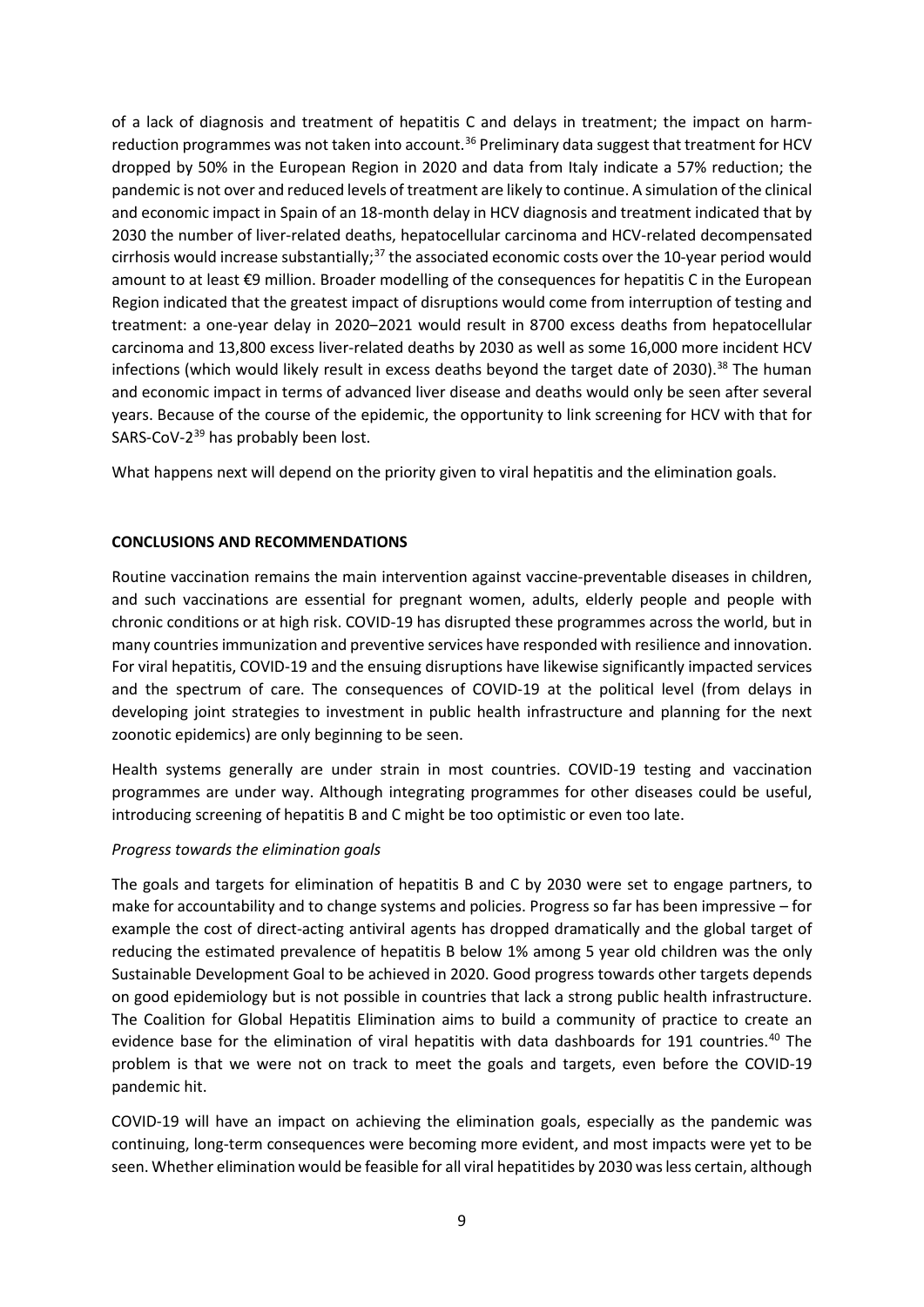of a lack of diagnosis and treatment of hepatitis C and delays in treatment; the impact on harm-reduction programmes was not taken into account.[36] Preliminary data suggest that treatment for HCV dropped by 50% in the European Region in 2020 and data from Italy indicate a 57% reduction; the pandemic is not over and reduced levels of treatment are likely to continue. A simulation of the clinical and economic impact in Spain of an 18-month delay in HCV diagnosis and treatment indicated that by 2030 the number of liver-related deaths, hepatocellular carcinoma and HCV-related decompensated cirrhosis would increase substantially;[37] the associated economic costs over the 10-year period would amount to at least €9 million. Broader modelling of the consequences for hepatitis C in the European Region indicated that the greatest impact of disruptions would come from interruption of testing and treatment: a one-year delay in 2020–2021 would result in 8700 excess deaths from hepatocellular carcinoma and 13,800 excess liver-related deaths by 2030 as well as some 16,000 more incident HCV infections (which would likely result in excess deaths beyond the target date of 2030).[38] The human and economic impact in terms of advanced liver disease and deaths would only be seen after several years. Because of the course of the epidemic, the opportunity to link screening for HCV with that for SARS-CoV-2[39] has probably been lost.

What happens next will depend on the priority given to viral hepatitis and the elimination goals.

## CONCLUSIONS AND RECOMMENDATIONS

Routine vaccination remains the main intervention against vaccine-preventable diseases in children, and such vaccinations are essential for pregnant women, adults, elderly people and people with chronic conditions or at high risk. COVID-19 has disrupted these programmes across the world, but in many countries immunization and preventive services have responded with resilience and innovation. For viral hepatitis, COVID-19 and the ensuing disruptions have likewise significantly impacted services and the spectrum of care. The consequences of COVID-19 at the political level (from delays in developing joint strategies to investment in public health infrastructure and planning for the next zoonotic epidemics) are only beginning to be seen.

Health systems generally are under strain in most countries. COVID-19 testing and vaccination programmes are under way. Although integrating programmes for other diseases could be useful, introducing screening of hepatitis B and C might be too optimistic or even too late.

*Progress towards the elimination goals*

The goals and targets for elimination of hepatitis B and C by 2030 were set to engage partners, to make for accountability and to change systems and policies. Progress so far has been impressive – for example the cost of direct-acting antiviral agents has dropped dramatically and the global target of reducing the estimated prevalence of hepatitis B below 1% among 5 year old children was the only Sustainable Development Goal to be achieved in 2020. Good progress towards other targets depends on good epidemiology but is not possible in countries that lack a strong public health infrastructure. The Coalition for Global Hepatitis Elimination aims to build a community of practice to create an evidence base for the elimination of viral hepatitis with data dashboards for 191 countries.[40] The problem is that we were not on track to meet the goals and targets, even before the COVID-19 pandemic hit.

COVID-19 will have an impact on achieving the elimination goals, especially as the pandemic was continuing, long-term consequences were becoming more evident, and most impacts were yet to be seen. Whether elimination would be feasible for all viral hepatitides by 2030 was less certain, although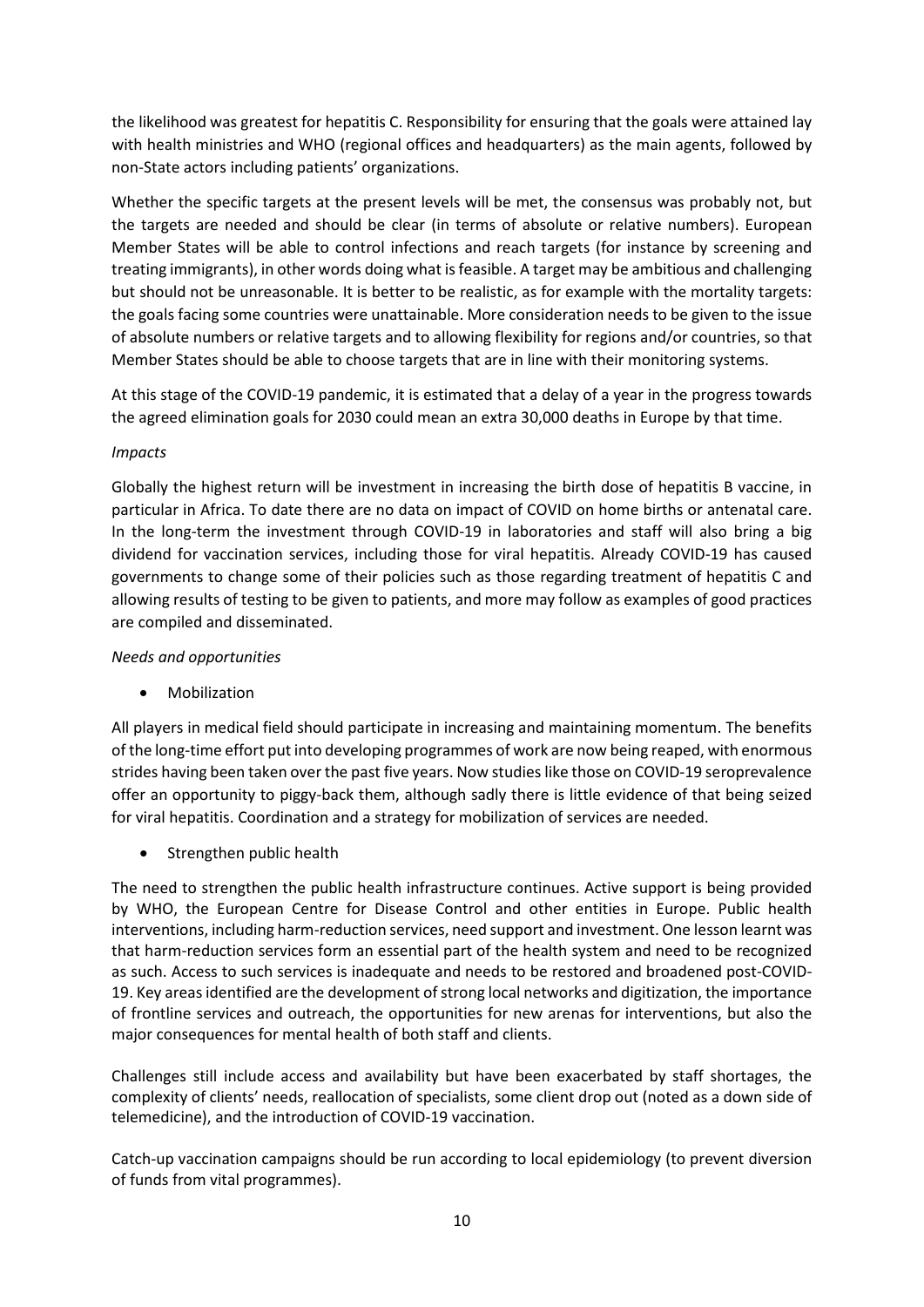the likelihood was greatest for hepatitis C. Responsibility for ensuring that the goals were attained lay with health ministries and WHO (regional offices and headquarters) as the main agents, followed by non-State actors including patients' organizations.

Whether the specific targets at the present levels will be met, the consensus was probably not, but the targets are needed and should be clear (in terms of absolute or relative numbers). European Member States will be able to control infections and reach targets (for instance by screening and treating immigrants), in other words doing what is feasible. A target may be ambitious and challenging but should not be unreasonable. It is better to be realistic, as for example with the mortality targets: the goals facing some countries were unattainable. More consideration needs to be given to the issue of absolute numbers or relative targets and to allowing flexibility for regions and/or countries, so that Member States should be able to choose targets that are in line with their monitoring systems.

At this stage of the COVID-19 pandemic, it is estimated that a delay of a year in the progress towards the agreed elimination goals for 2030 could mean an extra 30,000 deaths in Europe by that time.

*Impacts*

Globally the highest return will be investment in increasing the birth dose of hepatitis B vaccine, in particular in Africa. To date there are no data on impact of COVID on home births or antenatal care. In the long-term the investment through COVID-19 in laboratories and staff will also bring a big dividend for vaccination services, including those for viral hepatitis. Already COVID-19 has caused governments to change some of their policies such as those regarding treatment of hepatitis C and allowing results of testing to be given to patients, and more may follow as examples of good practices are compiled and disseminated.

*Needs and opportunities*

- Mobilization

All players in medical field should participate in increasing and maintaining momentum. The benefits of the long-time effort put into developing programmes of work are now being reaped, with enormous strides having been taken over the past five years. Now studies like those on COVID-19 seroprevalence offer an opportunity to piggy-back them, although sadly there is little evidence of that being seized for viral hepatitis. Coordination and a strategy for mobilization of services are needed.

- Strengthen public health

The need to strengthen the public health infrastructure continues. Active support is being provided by WHO, the European Centre for Disease Control and other entities in Europe. Public health interventions, including harm-reduction services, need support and investment. One lesson learnt was that harm-reduction services form an essential part of the health system and need to be recognized as such. Access to such services is inadequate and needs to be restored and broadened post-COVID-19. Key areas identified are the development of strong local networks and digitization, the importance of frontline services and outreach, the opportunities for new arenas for interventions, but also the major consequences for mental health of both staff and clients.

Challenges still include access and availability but have been exacerbated by staff shortages, the complexity of clients' needs, reallocation of specialists, some client drop out (noted as a down side of telemedicine), and the introduction of COVID-19 vaccination.

Catch-up vaccination campaigns should be run according to local epidemiology (to prevent diversion of funds from vital programmes).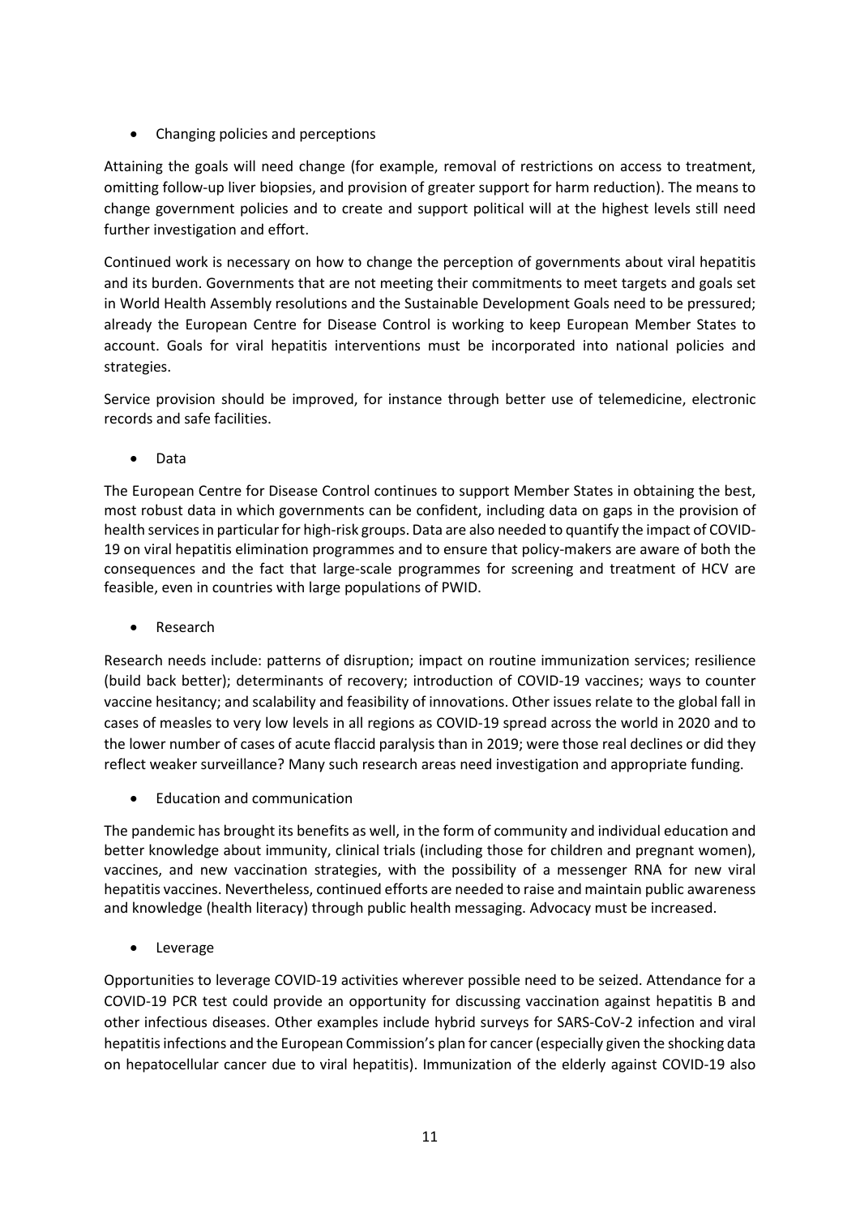- Changing policies and perceptions

Attaining the goals will need change (for example, removal of restrictions on access to treatment, omitting follow-up liver biopsies, and provision of greater support for harm reduction). The means to change government policies and to create and support political will at the highest levels still need further investigation and effort.

Continued work is necessary on how to change the perception of governments about viral hepatitis and its burden. Governments that are not meeting their commitments to meet targets and goals set in World Health Assembly resolutions and the Sustainable Development Goals need to be pressured; already the European Centre for Disease Control is working to keep European Member States to account. Goals for viral hepatitis interventions must be incorporated into national policies and strategies.

Service provision should be improved, for instance through better use of telemedicine, electronic records and safe facilities.

- Data

The European Centre for Disease Control continues to support Member States in obtaining the best, most robust data in which governments can be confident, including data on gaps in the provision of health services in particular for high-risk groups. Data are also needed to quantify the impact of COVID-19 on viral hepatitis elimination programmes and to ensure that policy-makers are aware of both the consequences and the fact that large-scale programmes for screening and treatment of HCV are feasible, even in countries with large populations of PWID.

- Research

Research needs include: patterns of disruption; impact on routine immunization services; resilience (build back better); determinants of recovery; introduction of COVID-19 vaccines; ways to counter vaccine hesitancy; and scalability and feasibility of innovations. Other issues relate to the global fall in cases of measles to very low levels in all regions as COVID-19 spread across the world in 2020 and to the lower number of cases of acute flaccid paralysis than in 2019; were those real declines or did they reflect weaker surveillance? Many such research areas need investigation and appropriate funding.

- Education and communication

The pandemic has brought its benefits as well, in the form of community and individual education and better knowledge about immunity, clinical trials (including those for children and pregnant women), vaccines, and new vaccination strategies, with the possibility of a messenger RNA for new viral hepatitis vaccines. Nevertheless, continued efforts are needed to raise and maintain public awareness and knowledge (health literacy) through public health messaging. Advocacy must be increased.

- Leverage

Opportunities to leverage COVID-19 activities wherever possible need to be seized. Attendance for a COVID-19 PCR test could provide an opportunity for discussing vaccination against hepatitis B and other infectious diseases. Other examples include hybrid surveys for SARS-CoV-2 infection and viral hepatitis infections and the European Commission's plan for cancer (especially given the shocking data on hepatocellular cancer due to viral hepatitis). Immunization of the elderly against COVID-19 also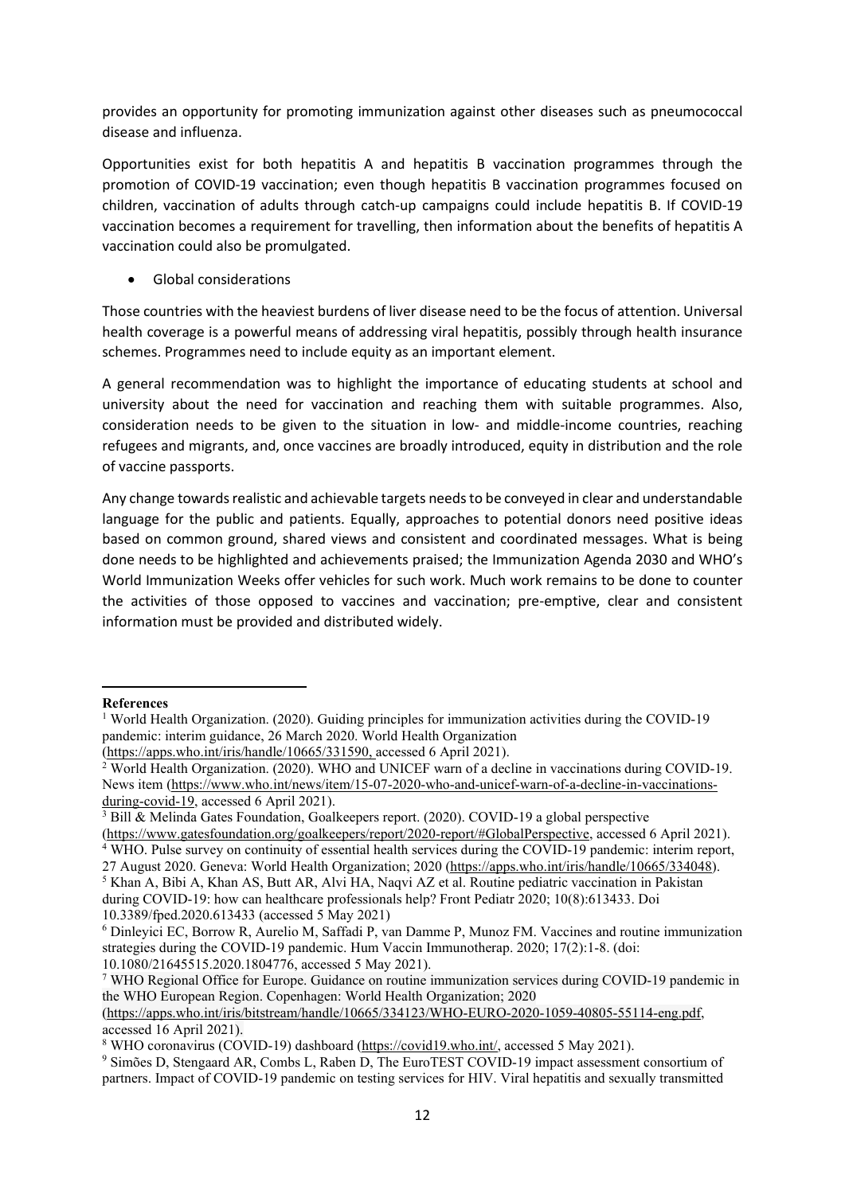provides an opportunity for promoting immunization against other diseases such as pneumococcal disease and influenza.

Opportunities exist for both hepatitis A and hepatitis B vaccination programmes through the promotion of COVID-19 vaccination; even though hepatitis B vaccination programmes focused on children, vaccination of adults through catch-up campaigns could include hepatitis B. If COVID-19 vaccination becomes a requirement for travelling, then information about the benefits of hepatitis A vaccination could also be promulgated.

- Global considerations

Those countries with the heaviest burdens of liver disease need to be the focus of attention. Universal health coverage is a powerful means of addressing viral hepatitis, possibly through health insurance schemes. Programmes need to include equity as an important element.

A general recommendation was to highlight the importance of educating students at school and university about the need for vaccination and reaching them with suitable programmes. Also, consideration needs to be given to the situation in low- and middle-income countries, reaching refugees and migrants, and, once vaccines are broadly introduced, equity in distribution and the role of vaccine passports.

Any change towards realistic and achievable targets needs to be conveyed in clear and understandable language for the public and patients. Equally, approaches to potential donors need positive ideas based on common ground, shared views and consistent and coordinated messages. What is being done needs to be highlighted and achievements praised; the Immunization Agenda 2030 and WHO's World Immunization Weeks offer vehicles for such work. Much work remains to be done to counter the activities of those opposed to vaccines and vaccination; pre-emptive, clear and consistent information must be provided and distributed widely.

**References**

[1] World Health Organization. (2020). Guiding principles for immunization activities during the COVID-19 pandemic: interim guidance, 26 March 2020. World Health Organization (https://apps.who.int/iris/handle/10665/331590, accessed 6 April 2021).

[2] World Health Organization. (2020). WHO and UNICEF warn of a decline in vaccinations during COVID-19. News item (https://www.who.int/news/item/15-07-2020-who-and-unicef-warn-of-a-decline-in-vaccinations-during-covid-19, accessed 6 April 2021).

[3] Bill & Melinda Gates Foundation, Goalkeepers report. (2020). COVID-19 a global perspective (https://www.gatesfoundation.org/goalkeepers/report/2020-report/#GlobalPerspective, accessed 6 April 2021).

[4] WHO. Pulse survey on continuity of essential health services during the COVID-19 pandemic: interim report, 27 August 2020. Geneva: World Health Organization; 2020 (https://apps.who.int/iris/handle/10665/334048).

[5] Khan A, Bibi A, Khan AS, Butt AR, Alvi HA, Naqvi AZ et al. Routine pediatric vaccination in Pakistan during COVID-19: how can healthcare professionals help? Front Pediatr 2020; 10(8):613433. Doi 10.3389/fped.2020.613433 (accessed 5 May 2021)

[6] Dinleyici EC, Borrow R, Aurelio M, Saffadi P, van Damme P, Munoz FM. Vaccines and routine immunization strategies during the COVID-19 pandemic. Hum Vaccin Immunotherap. 2020; 17(2):1-8. (doi: 10.1080/21645515.2020.1804776, accessed 5 May 2021).

[7] WHO Regional Office for Europe. Guidance on routine immunization services during COVID-19 pandemic in the WHO European Region. Copenhagen: World Health Organization; 2020 (https://apps.who.int/iris/bitstream/handle/10665/334123/WHO-EURO-2020-1059-40805-55114-eng.pdf, accessed 16 April 2021).

[8] WHO coronavirus (COVID-19) dashboard (https://covid19.who.int/, accessed 5 May 2021).

[9] Simões D, Stengaard AR, Combs L, Raben D, The EuroTEST COVID-19 impact assessment consortium of partners. Impact of COVID-19 pandemic on testing services for HIV. Viral hepatitis and sexually transmitted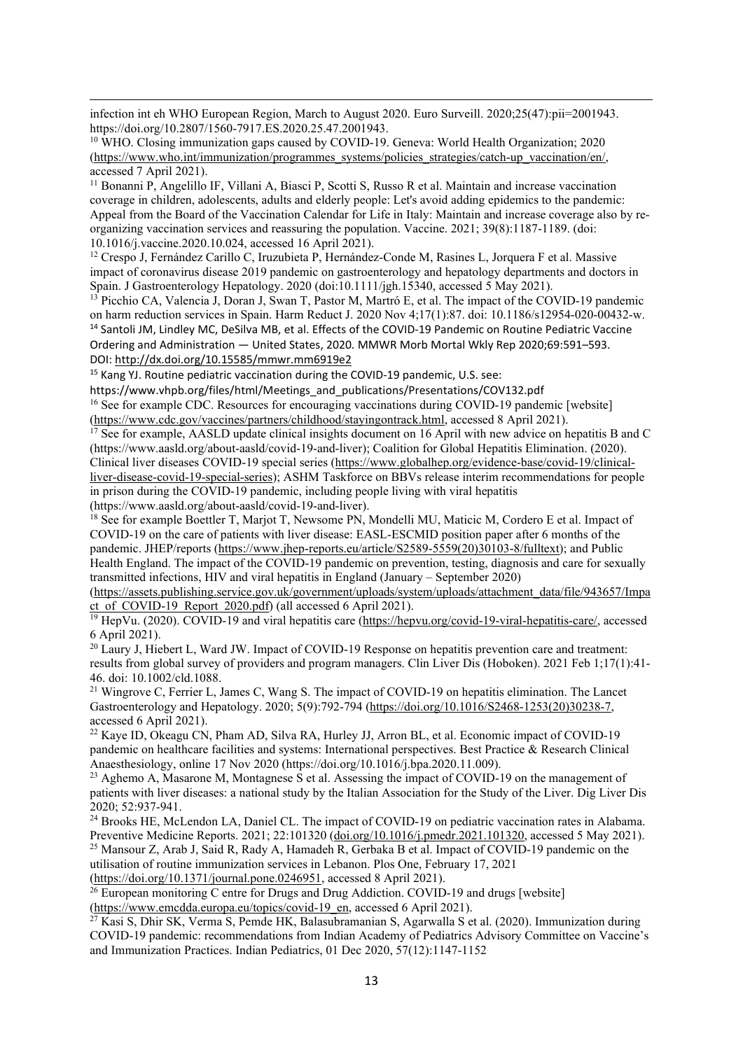infection int eh WHO European Region, March to August 2020. Euro Surveill. 2020;25(47):pii=2001943. https://doi.org/10.2807/1560-7917.ES.2020.25.47.2001943.

[10] WHO. Closing immunization gaps caused by COVID-19. Geneva: World Health Organization; 2020 (https://www.who.int/immunization/programmes_systems/policies_strategies/catch-up_vaccination/en/, accessed 7 April 2021).

[11] Bonanni P, Angelillo IF, Villani A, Biasci P, Scotti S, Russo R et al. Maintain and increase vaccination coverage in children, adolescents, adults and elderly people: Let's avoid adding epidemics to the pandemic: Appeal from the Board of the Vaccination Calendar for Life in Italy: Maintain and increase coverage also by re-organizing vaccination services and reassuring the population. Vaccine. 2021; 39(8):1187-1189. (doi: 10.1016/j.vaccine.2020.10.024, accessed 16 April 2021).

[12] Crespo J, Fernández Carillo C, Iruzubieta P, Hernández-Conde M, Rasines L, Jorquera F et al. Massive impact of coronavirus disease 2019 pandemic on gastroenterology and hepatology departments and doctors in Spain. J Gastroenterology Hepatology. 2020 (doi:10.1111/jgh.15340, accessed 5 May 2021).

[13] Picchio CA, Valencia J, Doran J, Swan T, Pastor M, Martró E, et al. The impact of the COVID-19 pandemic on harm reduction services in Spain. Harm Reduct J. 2020 Nov 4;17(1):87. doi: 10.1186/s12954-020-00432-w.

[14] Santoli JM, Lindley MC, DeSilva MB, et al. Effects of the COVID-19 Pandemic on Routine Pediatric Vaccine Ordering and Administration — United States, 2020. MMWR Morb Mortal Wkly Rep 2020;69:591–593. DOI: http://dx.doi.org/10.15585/mmwr.mm6919e2

[15] Kang YJ. Routine pediatric vaccination during the COVID-19 pandemic, U.S. see: https://www.vhpb.org/files/html/Meetings_and_publications/Presentations/COV132.pdf

[16] See for example CDC. Resources for encouraging vaccinations during COVID-19 pandemic [website] (https://www.cdc.gov/vaccines/partners/childhood/stayingontrack.html, accessed 8 April 2021).

[17] See for example, AASLD update clinical insights document on 16 April with new advice on hepatitis B and C (https://www.aasld.org/about-aasld/covid-19-and-liver); Coalition for Global Hepatitis Elimination. (2020). Clinical liver diseases COVID-19 special series (https://www.globalhep.org/evidence-base/covid-19/clinical-liver-disease-covid-19-special-series); ASHM Taskforce on BBVs release interim recommendations for people in prison during the COVID-19 pandemic, including people living with viral hepatitis (https://www.aasld.org/about-aasld/covid-19-and-liver).

[18] See for example Boettler T, Marjot T, Newsome PN, Mondelli MU, Maticic M, Cordero E et al. Impact of COVID-19 on the care of patients with liver disease: EASL-ESCMID position paper after 6 months of the pandemic. JHEP/reports (https://www.jhep-reports.eu/article/S2589-5559(20)30103-8/fulltext); and Public Health England. The impact of the COVID-19 pandemic on prevention, testing, diagnosis and care for sexually transmitted infections, HIV and viral hepatitis in England (January – September 2020) (https://assets.publishing.service.gov.uk/government/uploads/system/uploads/attachment_data/file/943657/Impact_of_COVID-19_Report_2020.pdf) (all accessed 6 April 2021).

[19] HepVu. (2020). COVID-19 and viral hepatitis care (https://hepvu.org/covid-19-viral-hepatitis-care/, accessed 6 April 2021).

[20] Laury J, Hiebert L, Ward JW. Impact of COVID-19 Response on hepatitis prevention care and treatment: results from global survey of providers and program managers. Clin Liver Dis (Hoboken). 2021 Feb 1;17(1):41-46. doi: 10.1002/cld.1088.

[21] Wingrove C, Ferrier L, James C, Wang S. The impact of COVID-19 on hepatitis elimination. The Lancet Gastroenterology and Hepatology. 2020; 5(9):792-794 (https://doi.org/10.1016/S2468-1253(20)30238-7, accessed 6 April 2021).

[22] Kaye ID, Okeagu CN, Pham AD, Silva RA, Hurley JJ, Arron BL, et al. Economic impact of COVID-19 pandemic on healthcare facilities and systems: International perspectives. Best Practice & Research Clinical Anaesthesiology, online 17 Nov 2020 (https://doi.org/10.1016/j.bpa.2020.11.009).

[23] Aghemo A, Masarone M, Montagnese S et al. Assessing the impact of COVID-19 on the management of patients with liver diseases: a national study by the Italian Association for the Study of the Liver. Dig Liver Dis 2020; 52:937-941.

[24] Brooks HE, McLendon LA, Daniel CL. The impact of COVID-19 on pediatric vaccination rates in Alabama. Preventive Medicine Reports. 2021; 22:101320 (doi.org/10.1016/j.pmedr.2021.101320, accessed 5 May 2021).

[25] Mansour Z, Arab J, Said R, Rady A, Hamadeh R, Gerbaka B et al. Impact of COVID-19 pandemic on the utilisation of routine immunization services in Lebanon. Plos One, February 17, 2021 (https://doi.org/10.1371/journal.pone.0246951, accessed 8 April 2021).

[26] European monitoring C entre for Drugs and Drug Addiction. COVID-19 and drugs [website] (https://www.emcdda.europa.eu/topics/covid-19_en, accessed 6 April 2021).

[27] Kasi S, Dhir SK, Verma S, Pemde HK, Balasubramanian S, Agarwalla S et al. (2020). Immunization during COVID-19 pandemic: recommendations from Indian Academy of Pediatrics Advisory Committee on Vaccine's and Immunization Practices. Indian Pediatrics, 01 Dec 2020, 57(12):1147-1152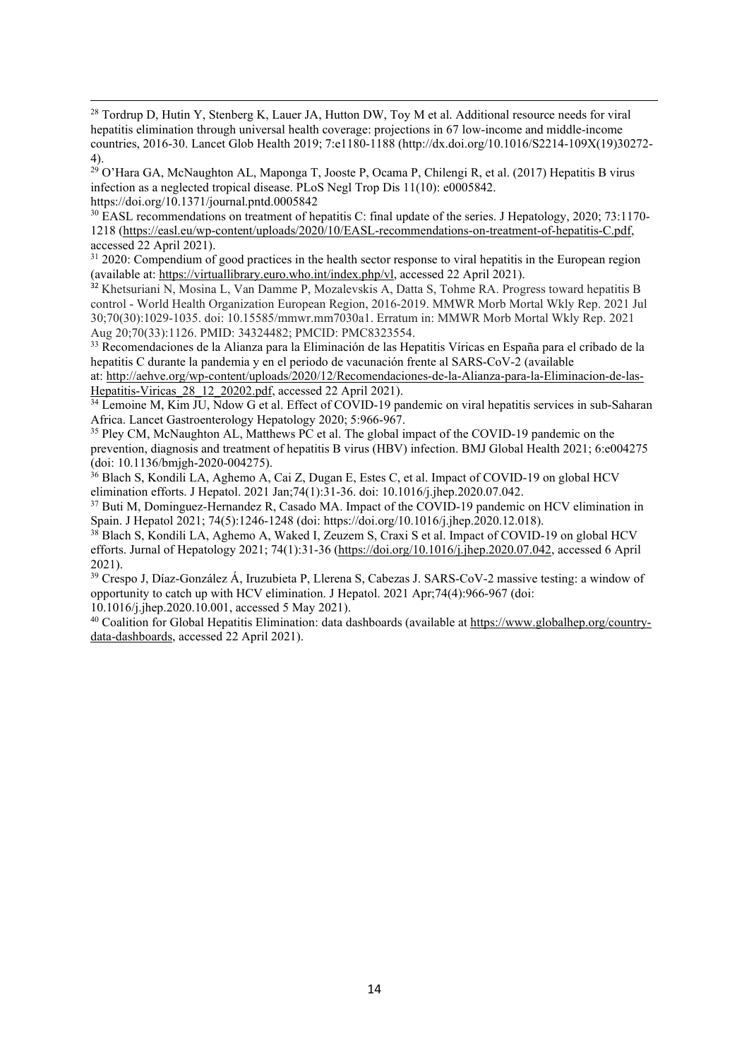[28] Tordrup D, Hutin Y, Stenberg K, Lauer JA, Hutton DW, Toy M et al. Additional resource needs for viral hepatitis elimination through universal health coverage: projections in 67 low-income and middle-income countries, 2016-30. Lancet Glob Health 2019; 7:e1180-1188 (http://dx.doi.org/10.1016/S2214-109X(19)30272-4).

[29] O'Hara GA, McNaughton AL, Maponga T, Jooste P, Ocama P, Chilengi R, et al. (2017) Hepatitis B virus infection as a neglected tropical disease. PLoS Negl Trop Dis 11(10): e0005842. https://doi.org/10.1371/journal.pntd.0005842

[30] EASL recommendations on treatment of hepatitis C: final update of the series. J Hepatology, 2020; 73:1170-1218 (https://easl.eu/wp-content/uploads/2020/10/EASL-recommendations-on-treatment-of-hepatitis-C.pdf, accessed 22 April 2021).

[31] 2020: Compendium of good practices in the health sector response to viral hepatitis in the European region (available at: https://virtuallibrary.euro.who.int/index.php/vl, accessed 22 April 2021).

[32] Khetsuriani N, Mosina L, Van Damme P, Mozalevskis A, Datta S, Tohme RA. Progress toward hepatitis B control - World Health Organization European Region, 2016-2019. MMWR Morb Mortal Wkly Rep. 2021 Jul 30;70(30):1029-1035. doi: 10.15585/mmwr.mm7030a1. Erratum in: MMWR Morb Mortal Wkly Rep. 2021 Aug 20;70(33):1126. PMID: 34324482; PMCID: PMC8323554.

[33] Recomendaciones de la Alianza para la Eliminación de las Hepatitis Víricas en España para el cribado de la hepatitis C durante la pandemia y en el periodo de vacunación frente al SARS-CoV-2 (available at: http://aehve.org/wp-content/uploads/2020/12/Recomendaciones-de-la-Alianza-para-la-Eliminacion-de-las-Hepatitis-Viricas_28_12_20202.pdf, accessed 22 April 2021).

[34] Lemoine M, Kim JU, Ndow G et al. Effect of COVID-19 pandemic on viral hepatitis services in sub-Saharan Africa. Lancet Gastroenterology Hepatology 2020; 5:966-967.

[35] Pley CM, McNaughton AL, Matthews PC et al. The global impact of the COVID-19 pandemic on the prevention, diagnosis and treatment of hepatitis B virus (HBV) infection. BMJ Global Health 2021; 6:e004275 (doi: 10.1136/bmjgh-2020-004275).

[36] Blach S, Kondili LA, Aghemo A, Cai Z, Dugan E, Estes C, et al. Impact of COVID-19 on global HCV elimination efforts. J Hepatol. 2021 Jan;74(1):31-36. doi: 10.1016/j.jhep.2020.07.042.

[37] Buti M, Dominguez-Hernandez R, Casado MA. Impact of the COVID-19 pandemic on HCV elimination in Spain. J Hepatol 2021; 74(5):1246-1248 (doi: https://doi.org/10.1016/j.jhep.2020.12.018).

[38] Blach S, Kondili LA, Aghemo A, Waked I, Zeuzem S, Craxi S et al. Impact of COVID-19 on global HCV efforts. Jurnal of Hepatology 2021; 74(1):31-36 (https://doi.org/10.1016/j.jhep.2020.07.042, accessed 6 April 2021).

[39] Crespo J, Díaz-González Á, Iruzubieta P, Llerena S, Cabezas J. SARS-CoV-2 massive testing: a window of opportunity to catch up with HCV elimination. J Hepatol. 2021 Apr;74(4):966-967 (doi: 10.1016/j.jhep.2020.10.001, accessed 5 May 2021).

[40] Coalition for Global Hepatitis Elimination: data dashboards (available at https://www.globalhep.org/country-data-dashboards, accessed 22 April 2021).